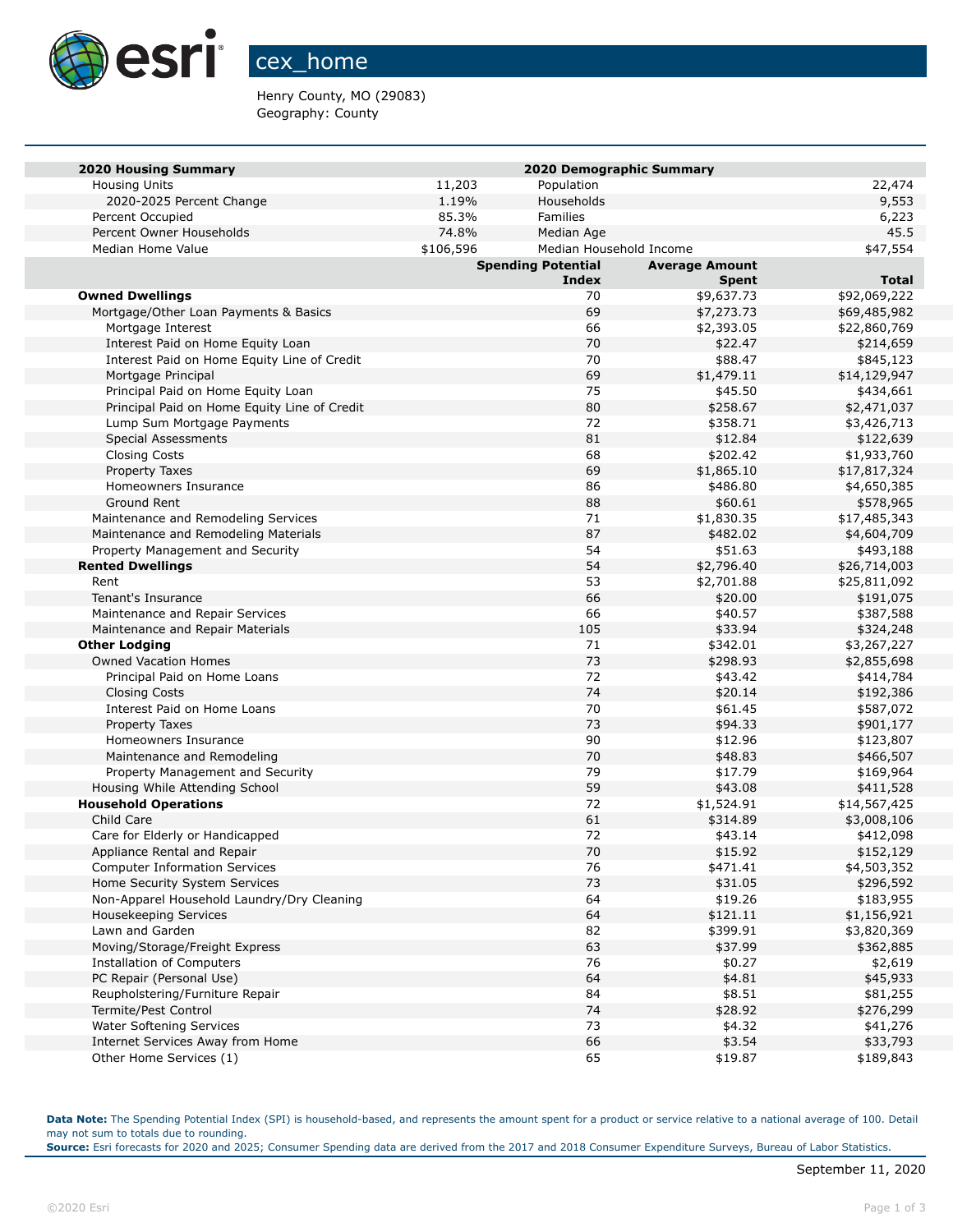# cex_home

Henry County, MO (29083)
Geography: County

| 2020 Housing Summary | | 2020 Demographic Summary | |
|---|---|---|---|
| Housing Units | 11,203 | Population | 22,474 |
| 2020-2025 Percent Change | 1.19% | Households | 9,553 |
| Percent Occupied | 85.3% | Families | 6,223 |
| Percent Owner Households | 74.8% | Median Age | 45.5 |
| Median Home Value | $106,596 | Median Household Income | $47,554 |

| | Spending Potential Index | Average Amount Spent | Total |
|---|---|---|---|
| **Owned Dwellings** | 70 | $9,637.73 | $92,069,222 |
| Mortgage/Other Loan Payments & Basics | 69 | $7,273.73 | $69,485,982 |
| Mortgage Interest | 66 | $2,393.05 | $22,860,769 |
| Interest Paid on Home Equity Loan | 70 | $22.47 | $214,659 |
| Interest Paid on Home Equity Line of Credit | 70 | $88.47 | $845,123 |
| Mortgage Principal | 69 | $1,479.11 | $14,129,947 |
| Principal Paid on Home Equity Loan | 75 | $45.50 | $434,661 |
| Principal Paid on Home Equity Line of Credit | 80 | $258.67 | $2,471,037 |
| Lump Sum Mortgage Payments | 72 | $358.71 | $3,426,713 |
| Special Assessments | 81 | $12.84 | $122,639 |
| Closing Costs | 68 | $202.42 | $1,933,760 |
| Property Taxes | 69 | $1,865.10 | $17,817,324 |
| Homeowners Insurance | 86 | $486.80 | $4,650,385 |
| Ground Rent | 88 | $60.61 | $578,965 |
| Maintenance and Remodeling Services | 71 | $1,830.35 | $17,485,343 |
| Maintenance and Remodeling Materials | 87 | $482.02 | $4,604,709 |
| Property Management and Security | 54 | $51.63 | $493,188 |
| **Rented Dwellings** | 54 | $2,796.40 | $26,714,003 |
| Rent | 53 | $2,701.88 | $25,811,092 |
| Tenant's Insurance | 66 | $20.00 | $191,075 |
| Maintenance and Repair Services | 66 | $40.57 | $387,588 |
| Maintenance and Repair Materials | 105 | $33.94 | $324,248 |
| **Other Lodging** | 71 | $342.01 | $3,267,227 |
| Owned Vacation Homes | 73 | $298.93 | $2,855,698 |
| Principal Paid on Home Loans | 72 | $43.42 | $414,784 |
| Closing Costs | 74 | $20.14 | $192,386 |
| Interest Paid on Home Loans | 70 | $61.45 | $587,072 |
| Property Taxes | 73 | $94.33 | $901,177 |
| Homeowners Insurance | 90 | $12.96 | $123,807 |
| Maintenance and Remodeling | 70 | $48.83 | $466,507 |
| Property Management and Security | 79 | $17.79 | $169,964 |
| Housing While Attending School | 59 | $43.08 | $411,528 |
| **Household Operations** | 72 | $1,524.91 | $14,567,425 |
| Child Care | 61 | $314.89 | $3,008,106 |
| Care for Elderly or Handicapped | 72 | $43.14 | $412,098 |
| Appliance Rental and Repair | 70 | $15.92 | $152,129 |
| Computer Information Services | 76 | $471.41 | $4,503,352 |
| Home Security System Services | 73 | $31.05 | $296,592 |
| Non-Apparel Household Laundry/Dry Cleaning | 64 | $19.26 | $183,955 |
| Housekeeping Services | 64 | $121.11 | $1,156,921 |
| Lawn and Garden | 82 | $399.91 | $3,820,369 |
| Moving/Storage/Freight Express | 63 | $37.99 | $362,885 |
| Installation of Computers | 76 | $0.27 | $2,619 |
| PC Repair (Personal Use) | 64 | $4.81 | $45,933 |
| Reupholstering/Furniture Repair | 84 | $8.51 | $81,255 |
| Termite/Pest Control | 74 | $28.92 | $276,299 |
| Water Softening Services | 73 | $4.32 | $41,276 |
| Internet Services Away from Home | 66 | $3.54 | $33,793 |
| Other Home Services (1) | 65 | $19.87 | $189,843 |

**Data Note:** The Spending Potential Index (SPI) is household-based, and represents the amount spent for a product or service relative to a national average of 100. Detail may not sum to totals due to rounding.
**Source:** Esri forecasts for 2020 and 2025; Consumer Spending data are derived from the 2017 and 2018 Consumer Expenditure Surveys, Bureau of Labor Statistics.

September 11, 2020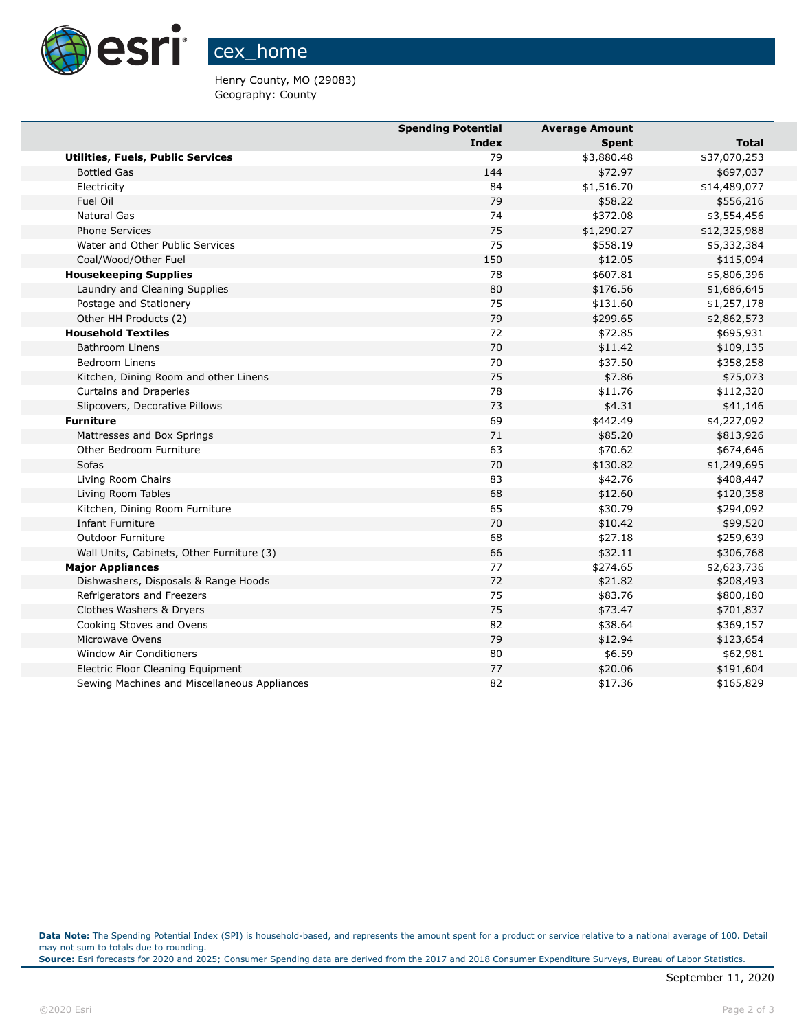# cex_home

Henry County, MO (29083)
Geography: County

| | Spending Potential Index | Average Amount Spent | Total |
|---|---|---|---|
| **Utilities, Fuels, Public Services** | 79 | $3,880.48 | $37,070,253 |
| Bottled Gas | 144 | $72.97 | $697,037 |
| Electricity | 84 | $1,516.70 | $14,489,077 |
| Fuel Oil | 79 | $58.22 | $556,216 |
| Natural Gas | 74 | $372.08 | $3,554,456 |
| Phone Services | 75 | $1,290.27 | $12,325,988 |
| Water and Other Public Services | 75 | $558.19 | $5,332,384 |
| Coal/Wood/Other Fuel | 150 | $12.05 | $115,094 |
| **Housekeeping Supplies** | 78 | $607.81 | $5,806,396 |
| Laundry and Cleaning Supplies | 80 | $176.56 | $1,686,645 |
| Postage and Stationery | 75 | $131.60 | $1,257,178 |
| Other HH Products (2) | 79 | $299.65 | $2,862,573 |
| **Household Textiles** | 72 | $72.85 | $695,931 |
| Bathroom Linens | 70 | $11.42 | $109,135 |
| Bedroom Linens | 70 | $37.50 | $358,258 |
| Kitchen, Dining Room and other Linens | 75 | $7.86 | $75,073 |
| Curtains and Draperies | 78 | $11.76 | $112,320 |
| Slipcovers, Decorative Pillows | 73 | $4.31 | $41,146 |
| **Furniture** | 69 | $442.49 | $4,227,092 |
| Mattresses and Box Springs | 71 | $85.20 | $813,926 |
| Other Bedroom Furniture | 63 | $70.62 | $674,646 |
| Sofas | 70 | $130.82 | $1,249,695 |
| Living Room Chairs | 83 | $42.76 | $408,447 |
| Living Room Tables | 68 | $12.60 | $120,358 |
| Kitchen, Dining Room Furniture | 65 | $30.79 | $294,092 |
| Infant Furniture | 70 | $10.42 | $99,520 |
| Outdoor Furniture | 68 | $27.18 | $259,639 |
| Wall Units, Cabinets, Other Furniture (3) | 66 | $32.11 | $306,768 |
| **Major Appliances** | 77 | $274.65 | $2,623,736 |
| Dishwashers, Disposals & Range Hoods | 72 | $21.82 | $208,493 |
| Refrigerators and Freezers | 75 | $83.76 | $800,180 |
| Clothes Washers & Dryers | 75 | $73.47 | $701,837 |
| Cooking Stoves and Ovens | 82 | $38.64 | $369,157 |
| Microwave Ovens | 79 | $12.94 | $123,654 |
| Window Air Conditioners | 80 | $6.59 | $62,981 |
| Electric Floor Cleaning Equipment | 77 | $20.06 | $191,604 |
| Sewing Machines and Miscellaneous Appliances | 82 | $17.36 | $165,829 |

**Data Note:** The Spending Potential Index (SPI) is household-based, and represents the amount spent for a product or service relative to a national average of 100. Detail may not sum to totals due to rounding.
**Source:** Esri forecasts for 2020 and 2025; Consumer Spending data are derived from the 2017 and 2018 Consumer Expenditure Surveys, Bureau of Labor Statistics.

September 11, 2020

©2020 Esri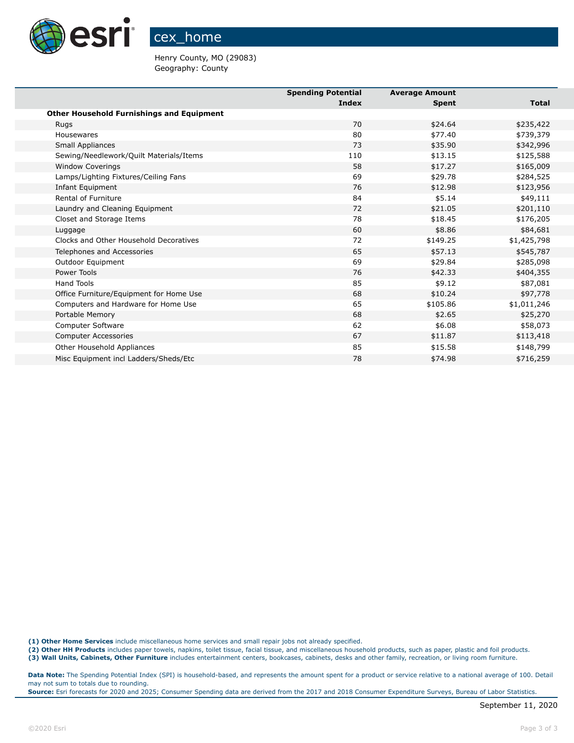# cex_home

Henry County, MO (29083)
Geography: County

| | Spending Potential Index | Average Amount Spent | Total |
|---|---|---|---|
| **Other Household Furnishings and Equipment** | | | |
| Rugs | 70 | $24.64 | $235,422 |
| Housewares | 80 | $77.40 | $739,379 |
| Small Appliances | 73 | $35.90 | $342,996 |
| Sewing/Needlework/Quilt Materials/Items | 110 | $13.15 | $125,588 |
| Window Coverings | 58 | $17.27 | $165,009 |
| Lamps/Lighting Fixtures/Ceiling Fans | 69 | $29.78 | $284,525 |
| Infant Equipment | 76 | $12.98 | $123,956 |
| Rental of Furniture | 84 | $5.14 | $49,111 |
| Laundry and Cleaning Equipment | 72 | $21.05 | $201,110 |
| Closet and Storage Items | 78 | $18.45 | $176,205 |
| Luggage | 60 | $8.86 | $84,681 |
| Clocks and Other Household Decoratives | 72 | $149.25 | $1,425,798 |
| Telephones and Accessories | 65 | $57.13 | $545,787 |
| Outdoor Equipment | 69 | $29.84 | $285,098 |
| Power Tools | 76 | $42.33 | $404,355 |
| Hand Tools | 85 | $9.12 | $87,081 |
| Office Furniture/Equipment for Home Use | 68 | $10.24 | $97,778 |
| Computers and Hardware for Home Use | 65 | $105.86 | $1,011,246 |
| Portable Memory | 68 | $2.65 | $25,270 |
| Computer Software | 62 | $6.08 | $58,073 |
| Computer Accessories | 67 | $11.87 | $113,418 |
| Other Household Appliances | 85 | $15.58 | $148,799 |
| Misc Equipment incl Ladders/Sheds/Etc | 78 | $74.98 | $716,259 |

**(1) Other Home Services** include miscellaneous home services and small repair jobs not already specified.
**(2) Other HH Products** includes paper towels, napkins, toilet tissue, facial tissue, and miscellaneous household products, such as paper, plastic and foil products.
**(3) Wall Units, Cabinets, Other Furniture** includes entertainment centers, bookcases, cabinets, desks and other family, recreation, or living room furniture.

**Data Note:** The Spending Potential Index (SPI) is household-based, and represents the amount spent for a product or service relative to a national average of 100. Detail may not sum to totals due to rounding.
**Source:** Esri forecasts for 2020 and 2025; Consumer Spending data are derived from the 2017 and 2018 Consumer Expenditure Surveys, Bureau of Labor Statistics.

September 11, 2020

©2020 Esri